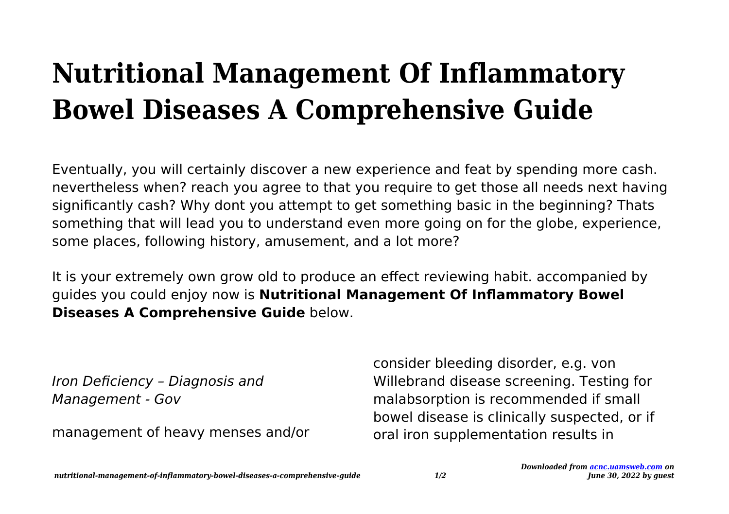# Nutritional Management Of Inflammatory Bowel Diseases A Comprehensive Guide

Eventually, you will certainly discover a new experience and feat by spending more cash. nevertheless when? reach you agree to that you require to get those all needs next having significantly cash? Why dont you attempt to get something basic in the beginning? Thats something that will lead you to understand even more going on for the globe, experience, some places, following history, amusement, and a lot more?

It is your extremely own grow old to produce an effect reviewing habit. accompanied by guides you could enjoy now is **Nutritional Management Of Inflammatory Bowel Diseases A Comprehensive Guide** below.

*Iron Deficiency – Diagnosis and Management - Gov*

management of heavy menses and/or consider bleeding disorder, e.g. von Willebrand disease screening. Testing for malabsorption is recommended if small bowel disease is clinically suspected, or if oral iron supplementation results in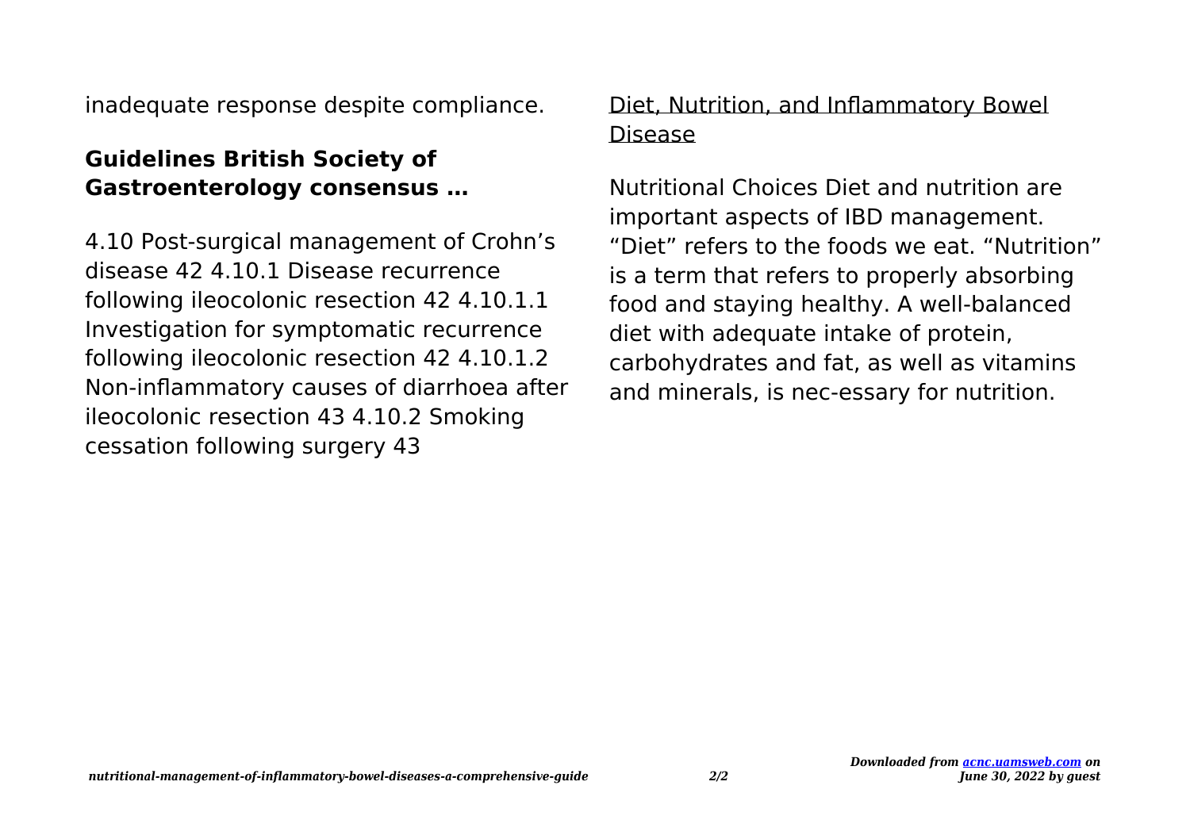inadequate response despite compliance.

## Guidelines British Society of Gastroenterology consensus …

4.10 Post-surgical management of Crohn's disease 42 4.10.1 Disease recurrence following ileocolonic resection 42 4.10.1.1 Investigation for symptomatic recurrence following ileocolonic resection 42 4.10.1.2 Non-inflammatory causes of diarrhoea after ileocolonic resection 43 4.10.2 Smoking cessation following surgery 43

Diet, Nutrition, and Inflammatory Bowel Disease

Nutritional Choices Diet and nutrition are important aspects of IBD management. "Diet" refers to the foods we eat. "Nutrition" is a term that refers to properly absorbing food and staying healthy. A well-balanced diet with adequate intake of protein, carbohydrates and fat, as well as vitamins and minerals, is nec-essary for nutrition.